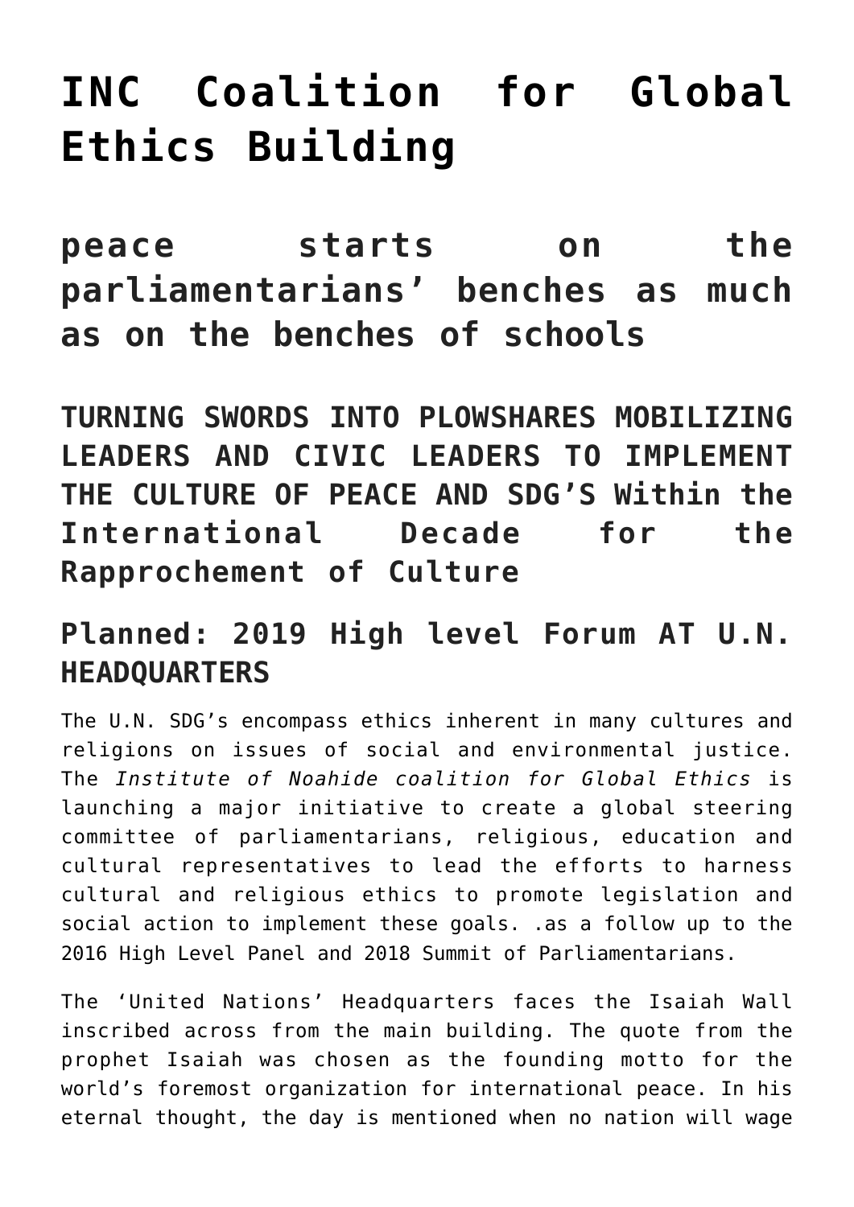# INC Coalition for Global Ethics Building

## peace starts on the parliamentarians' benches as much as on the benches of schools

### TURNING SWORDS INTO PLOWSHARES MOBILIZING LEADERS AND CIVIC LEADERS TO IMPLEMENT THE CULTURE OF PEACE AND SDG'S Within the International Decade for the Rapprochement of Culture

### Planned: 2019 High level Forum AT U.N. HEADQUARTERS

The U.N. SDG's encompass ethics inherent in many cultures and religions on issues of social and environmental justice. The *Institute of Noahide coalition for Global Ethics* is launching a major initiative to create a global steering committee of parliamentarians, religious, education and cultural representatives to lead the efforts to harness cultural and religious ethics to promote legislation and social action to implement these goals. .as a follow up to the 2016 High Level Panel and 2018 Summit of Parliamentarians.

The 'United Nations' Headquarters faces the Isaiah Wall inscribed across from the main building. The quote from the prophet Isaiah was chosen as the founding motto for the world's foremost organization for international peace. In his eternal thought, the day is mentioned when no nation will wage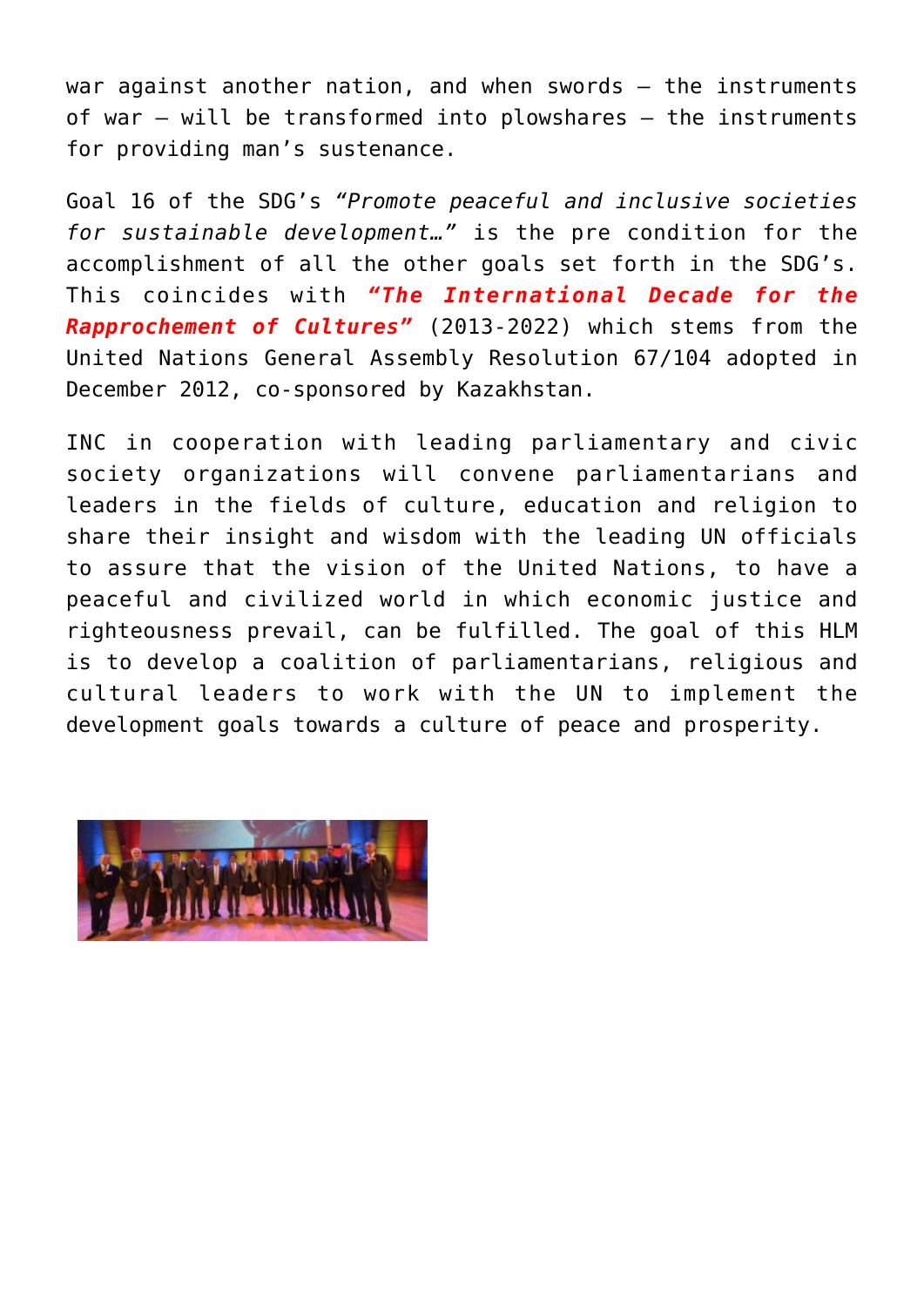war against another nation, and when swords – the instruments of war – will be transformed into plowshares – the instruments for providing man's sustenance.

Goal 16 of the SDG's *"Promote peaceful and inclusive societies for sustainable development…"* is the pre condition for the accomplishment of all the other goals set forth in the SDG's. This coincides with ***"The International Decade for the Rapprochement of Cultures"*** (2013-2022) which stems from the United Nations General Assembly Resolution 67/104 adopted in December 2012, co-sponsored by Kazakhstan.

INC in cooperation with leading parliamentary and civic society organizations will convene parliamentarians and leaders in the fields of culture, education and religion to share their insight and wisdom with the leading UN officials to assure that the vision of the United Nations, to have a peaceful and civilized world in which economic justice and righteousness prevail, can be fulfilled. The goal of this HLM is to develop a coalition of parliamentarians, religious and cultural leaders to work with the UN to implement the development goals towards a culture of peace and prosperity.